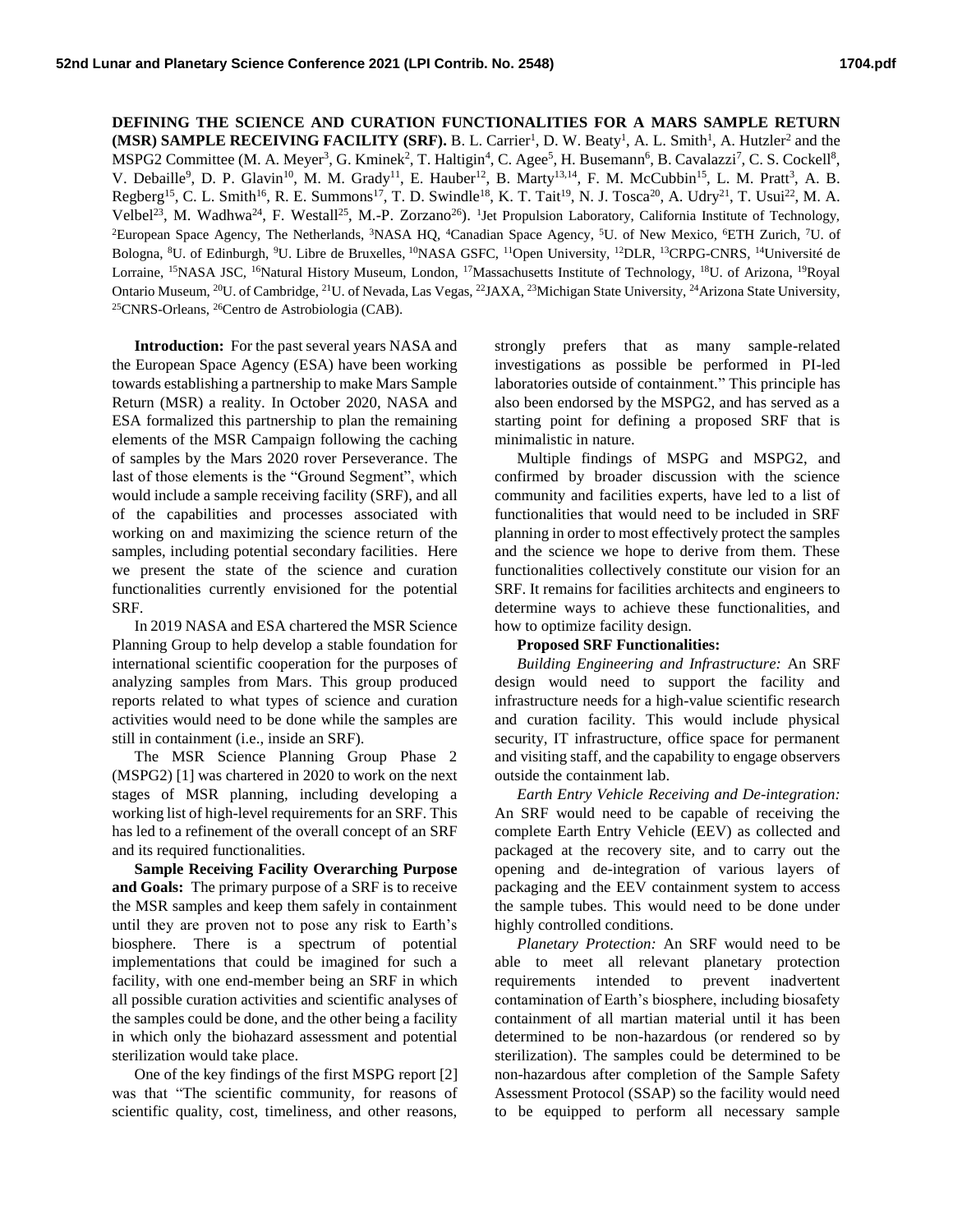**DEFINING THE SCIENCE AND CURATION FUNCTIONALITIES FOR A MARS SAMPLE RETURN (MSR) SAMPLE RECEIVING FACILITY (SRF).** B. L. Carrier[1], D. W. Beaty[1], A. L. Smith[1], A. Hutzler[2] and the MSPG2 Committee (M. A. Meyer[3], G. Kminek[2], T. Haltigin[4], C. Agee[5], H. Busemann[6], B. Cavalazzi[7], C. S. Cockell[8], V. Debaille[9], D. P. Glavin[10], M. M. Grady[11], E. Hauber[12], B. Marty[13,14], F. M. McCubbin[15], L. M. Pratt[3], A. B. Regberg[15], C. L. Smith[16], R. E. Summons[17], T. D. Swindle[18], K. T. Tait[19], N. J. Tosca[20], A. Udry[21], T. Usui[22], M. A. Velbel[23], M. Wadhwa[24], F. Westall[25], M.-P. Zorzano[26]). [1]Jet Propulsion Laboratory, California Institute of Technology, [2]European Space Agency, The Netherlands, [3]NASA HQ, [4]Canadian Space Agency, [5]U. of New Mexico, [6]ETH Zurich, [7]U. of Bologna, [8]U. of Edinburgh, [9]U. Libre de Bruxelles, [10]NASA GSFC, [11]Open University, [12]DLR, [13]CRPG-CNRS, [14]Université de Lorraine, [15]NASA JSC, [16]Natural History Museum, London, [17]Massachusetts Institute of Technology, [18]U. of Arizona, [19]Royal Ontario Museum, [20]U. of Cambridge, [21]U. of Nevada, Las Vegas, [22]JAXA, [23]Michigan State University, [24]Arizona State University, [25]CNRS-Orleans, [26]Centro de Astrobiologia (CAB).

**Introduction:** For the past several years NASA and the European Space Agency (ESA) have been working towards establishing a partnership to make Mars Sample Return (MSR) a reality. In October 2020, NASA and ESA formalized this partnership to plan the remaining elements of the MSR Campaign following the caching of samples by the Mars 2020 rover Perseverance. The last of those elements is the "Ground Segment", which would include a sample receiving facility (SRF), and all of the capabilities and processes associated with working on and maximizing the science return of the samples, including potential secondary facilities. Here we present the state of the science and curation functionalities currently envisioned for the potential SRF.

In 2019 NASA and ESA chartered the MSR Science Planning Group to help develop a stable foundation for international scientific cooperation for the purposes of analyzing samples from Mars. This group produced reports related to what types of science and curation activities would need to be done while the samples are still in containment (i.e., inside an SRF).

The MSR Science Planning Group Phase 2 (MSPG2) [1] was chartered in 2020 to work on the next stages of MSR planning, including developing a working list of high-level requirements for an SRF. This has led to a refinement of the overall concept of an SRF and its required functionalities.

**Sample Receiving Facility Overarching Purpose and Goals:** The primary purpose of a SRF is to receive the MSR samples and keep them safely in containment until they are proven not to pose any risk to Earth's biosphere. There is a spectrum of potential implementations that could be imagined for such a facility, with one end-member being an SRF in which all possible curation activities and scientific analyses of the samples could be done, and the other being a facility in which only the biohazard assessment and potential sterilization would take place.

One of the key findings of the first MSPG report [2] was that "The scientific community, for reasons of scientific quality, cost, timeliness, and other reasons, strongly prefers that as many sample-related investigations as possible be performed in PI-led laboratories outside of containment." This principle has also been endorsed by the MSPG2, and has served as a starting point for defining a proposed SRF that is minimalistic in nature.

Multiple findings of MSPG and MSPG2, and confirmed by broader discussion with the science community and facilities experts, have led to a list of functionalities that would need to be included in SRF planning in order to most effectively protect the samples and the science we hope to derive from them. These functionalities collectively constitute our vision for an SRF. It remains for facilities architects and engineers to determine ways to achieve these functionalities, and how to optimize facility design.

**Proposed SRF Functionalities:**

*Building Engineering and Infrastructure:* An SRF design would need to support the facility and infrastructure needs for a high-value scientific research and curation facility. This would include physical security, IT infrastructure, office space for permanent and visiting staff, and the capability to engage observers outside the containment lab.

*Earth Entry Vehicle Receiving and De-integration:* An SRF would need to be capable of receiving the complete Earth Entry Vehicle (EEV) as collected and packaged at the recovery site, and to carry out the opening and de-integration of various layers of packaging and the EEV containment system to access the sample tubes. This would need to be done under highly controlled conditions.

*Planetary Protection:* An SRF would need to be able to meet all relevant planetary protection requirements intended to prevent inadvertent contamination of Earth's biosphere, including biosafety containment of all martian material until it has been determined to be non-hazardous (or rendered so by sterilization). The samples could be determined to be non-hazardous after completion of the Sample Safety Assessment Protocol (SSAP) so the facility would need to be equipped to perform all necessary sample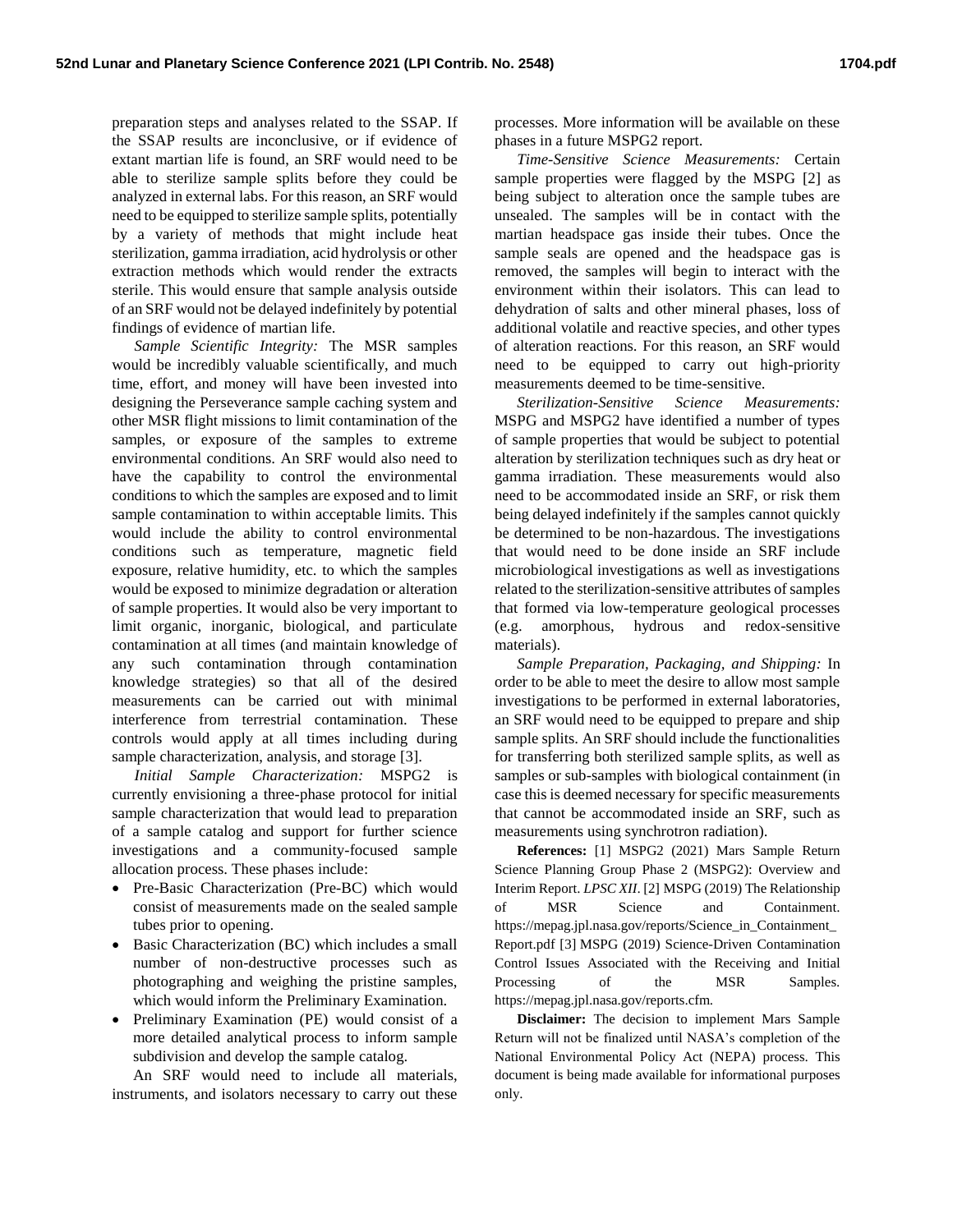preparation steps and analyses related to the SSAP. If the SSAP results are inconclusive, or if evidence of extant martian life is found, an SRF would need to be able to sterilize sample splits before they could be analyzed in external labs. For this reason, an SRF would need to be equipped to sterilize sample splits, potentially by a variety of methods that might include heat sterilization, gamma irradiation, acid hydrolysis or other extraction methods which would render the extracts sterile. This would ensure that sample analysis outside of an SRF would not be delayed indefinitely by potential findings of evidence of martian life.

*Sample Scientific Integrity:* The MSR samples would be incredibly valuable scientifically, and much time, effort, and money will have been invested into designing the Perseverance sample caching system and other MSR flight missions to limit contamination of the samples, or exposure of the samples to extreme environmental conditions. An SRF would also need to have the capability to control the environmental conditions to which the samples are exposed and to limit sample contamination to within acceptable limits. This would include the ability to control environmental conditions such as temperature, magnetic field exposure, relative humidity, etc. to which the samples would be exposed to minimize degradation or alteration of sample properties. It would also be very important to limit organic, inorganic, biological, and particulate contamination at all times (and maintain knowledge of any such contamination through contamination knowledge strategies) so that all of the desired measurements can be carried out with minimal interference from terrestrial contamination. These controls would apply at all times including during sample characterization, analysis, and storage [3].

*Initial Sample Characterization:* MSPG2 is currently envisioning a three-phase protocol for initial sample characterization that would lead to preparation of a sample catalog and support for further science investigations and a community-focused sample allocation process. These phases include:

- Pre-Basic Characterization (Pre-BC) which would consist of measurements made on the sealed sample tubes prior to opening.
- Basic Characterization (BC) which includes a small number of non-destructive processes such as photographing and weighing the pristine samples, which would inform the Preliminary Examination.
- Preliminary Examination (PE) would consist of a more detailed analytical process to inform sample subdivision and develop the sample catalog.

An SRF would need to include all materials, instruments, and isolators necessary to carry out these processes. More information will be available on these phases in a future MSPG2 report.

*Time-Sensitive Science Measurements:* Certain sample properties were flagged by the MSPG [2] as being subject to alteration once the sample tubes are unsealed. The samples will be in contact with the martian headspace gas inside their tubes. Once the sample seals are opened and the headspace gas is removed, the samples will begin to interact with the environment within their isolators. This can lead to dehydration of salts and other mineral phases, loss of additional volatile and reactive species, and other types of alteration reactions. For this reason, an SRF would need to be equipped to carry out high-priority measurements deemed to be time-sensitive.

*Sterilization-Sensitive Science Measurements:* MSPG and MSPG2 have identified a number of types of sample properties that would be subject to potential alteration by sterilization techniques such as dry heat or gamma irradiation. These measurements would also need to be accommodated inside an SRF, or risk them being delayed indefinitely if the samples cannot quickly be determined to be non-hazardous. The investigations that would need to be done inside an SRF include microbiological investigations as well as investigations related to the sterilization-sensitive attributes of samples that formed via low-temperature geological processes (e.g. amorphous, hydrous and redox-sensitive materials).

*Sample Preparation, Packaging, and Shipping:* In order to be able to meet the desire to allow most sample investigations to be performed in external laboratories, an SRF would need to be equipped to prepare and ship sample splits. An SRF should include the functionalities for transferring both sterilized sample splits, as well as samples or sub-samples with biological containment (in case this is deemed necessary for specific measurements that cannot be accommodated inside an SRF, such as measurements using synchrotron radiation).

**References:** [1] MSPG2 (2021) Mars Sample Return Science Planning Group Phase 2 (MSPG2): Overview and Interim Report. *LPSC XII*. [2] MSPG (2019) The Relationship of MSR Science and Containment. https://mepag.jpl.nasa.gov/reports/Science_in_Containment_Report.pdf [3] MSPG (2019) Science-Driven Contamination Control Issues Associated with the Receiving and Initial Processing of the MSR Samples. https://mepag.jpl.nasa.gov/reports.cfm.

**Disclaimer:** The decision to implement Mars Sample Return will not be finalized until NASA's completion of the National Environmental Policy Act (NEPA) process. This document is being made available for informational purposes only.